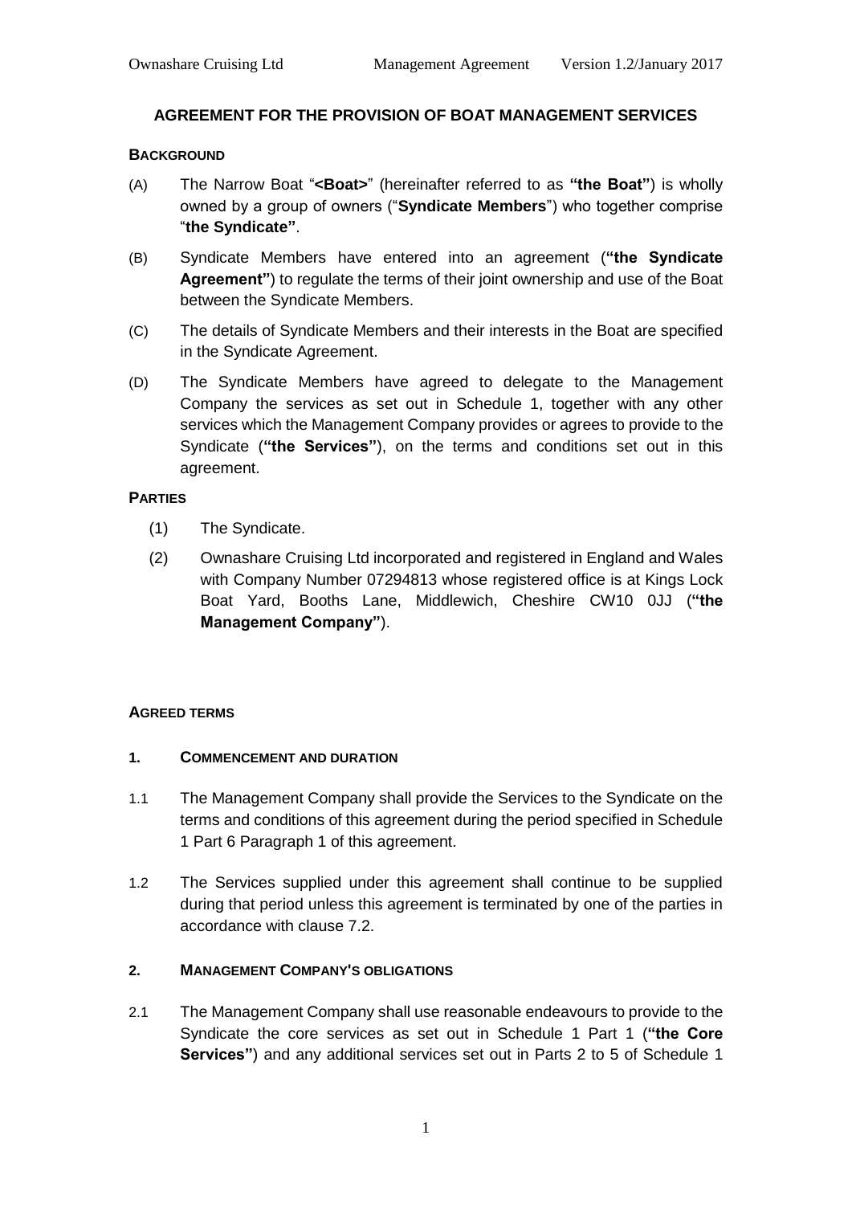## AGREEMENT FOR THE PROVISION OF BOAT MANAGEMENT SERVICES

**BACKGROUND**

(A) The Narrow Boat "**<Boat>**" (hereinafter referred to as **"the Boat"**) is wholly owned by a group of owners ("**Syndicate Members**") who together comprise "**the Syndicate"**.

(B) Syndicate Members have entered into an agreement (**"the Syndicate Agreement"**) to regulate the terms of their joint ownership and use of the Boat between the Syndicate Members.

(C) The details of Syndicate Members and their interests in the Boat are specified in the Syndicate Agreement.

(D) The Syndicate Members have agreed to delegate to the Management Company the services as set out in Schedule 1, together with any other services which the Management Company provides or agrees to provide to the Syndicate (**"the Services"**), on the terms and conditions set out in this agreement.

**PARTIES**

(1) The Syndicate.

(2) Ownashare Cruising Ltd incorporated and registered in England and Wales with Company Number 07294813 whose registered office is at Kings Lock Boat Yard, Booths Lane, Middlewich, Cheshire CW10 0JJ (**"the Management Company"**).

**AGREED TERMS**

**1. COMMENCEMENT AND DURATION**

1.1 The Management Company shall provide the Services to the Syndicate on the terms and conditions of this agreement during the period specified in Schedule 1 Part 6 Paragraph 1 of this agreement.

1.2 The Services supplied under this agreement shall continue to be supplied during that period unless this agreement is terminated by one of the parties in accordance with clause 7.2.

**2. MANAGEMENT COMPANY'S OBLIGATIONS**

2.1 The Management Company shall use reasonable endeavours to provide to the Syndicate the core services as set out in Schedule 1 Part 1 (**"the Core Services"**) and any additional services set out in Parts 2 to 5 of Schedule 1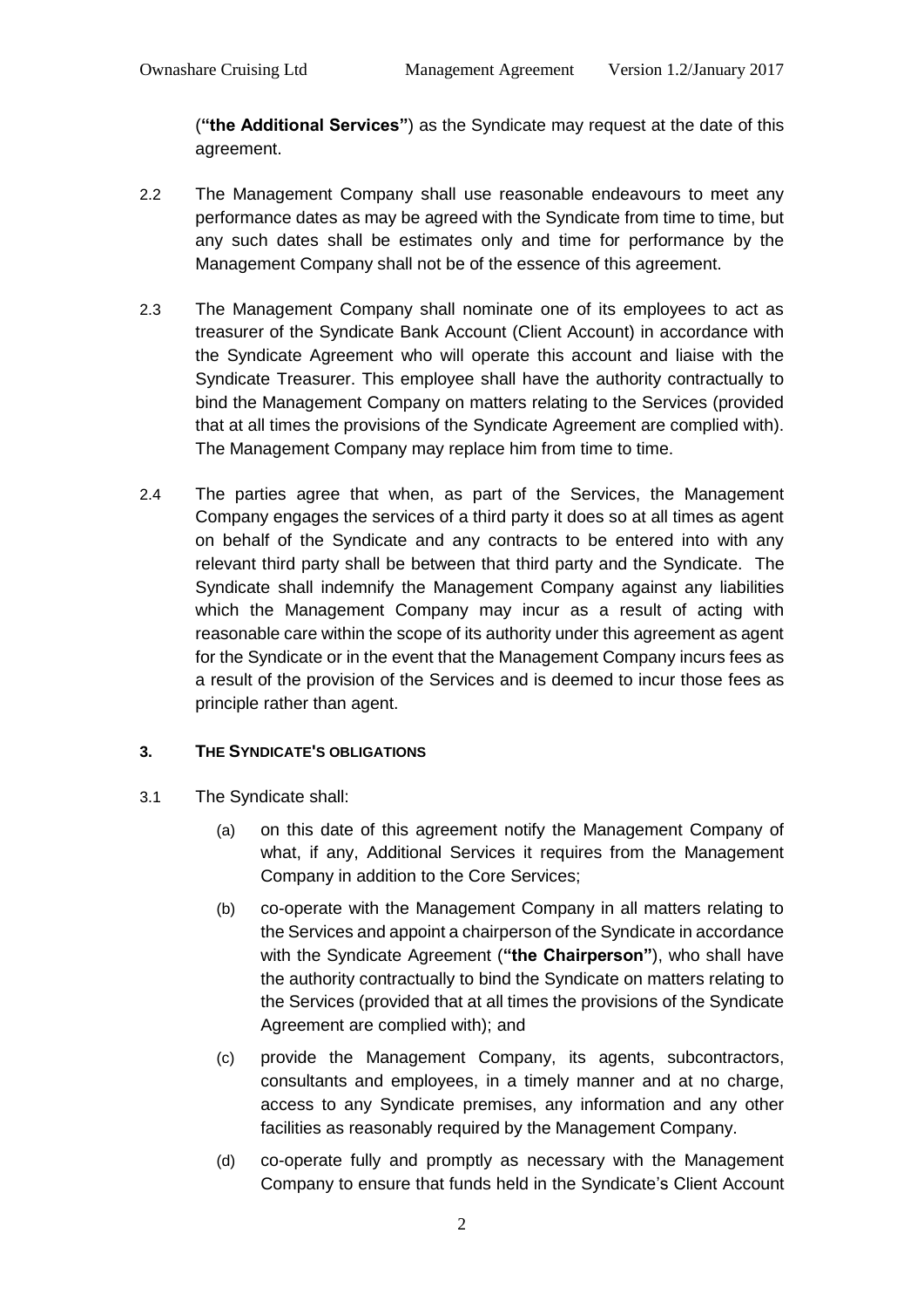(**"the Additional Services"**) as the Syndicate may request at the date of this agreement.

2.2 The Management Company shall use reasonable endeavours to meet any performance dates as may be agreed with the Syndicate from time to time, but any such dates shall be estimates only and time for performance by the Management Company shall not be of the essence of this agreement.

2.3 The Management Company shall nominate one of its employees to act as treasurer of the Syndicate Bank Account (Client Account) in accordance with the Syndicate Agreement who will operate this account and liaise with the Syndicate Treasurer. This employee shall have the authority contractually to bind the Management Company on matters relating to the Services (provided that at all times the provisions of the Syndicate Agreement are complied with). The Management Company may replace him from time to time.

2.4 The parties agree that when, as part of the Services, the Management Company engages the services of a third party it does so at all times as agent on behalf of the Syndicate and any contracts to be entered into with any relevant third party shall be between that third party and the Syndicate. The Syndicate shall indemnify the Management Company against any liabilities which the Management Company may incur as a result of acting with reasonable care within the scope of its authority under this agreement as agent for the Syndicate or in the event that the Management Company incurs fees as a result of the provision of the Services and is deemed to incur those fees as principle rather than agent.

**3. THE SYNDICATE'S OBLIGATIONS**

3.1 The Syndicate shall:

(a) on this date of this agreement notify the Management Company of what, if any, Additional Services it requires from the Management Company in addition to the Core Services;

(b) co-operate with the Management Company in all matters relating to the Services and appoint a chairperson of the Syndicate in accordance with the Syndicate Agreement (**"the Chairperson"**), who shall have the authority contractually to bind the Syndicate on matters relating to the Services (provided that at all times the provisions of the Syndicate Agreement are complied with); and

(c) provide the Management Company, its agents, subcontractors, consultants and employees, in a timely manner and at no charge, access to any Syndicate premises, any information and any other facilities as reasonably required by the Management Company.

(d) co-operate fully and promptly as necessary with the Management Company to ensure that funds held in the Syndicate's Client Account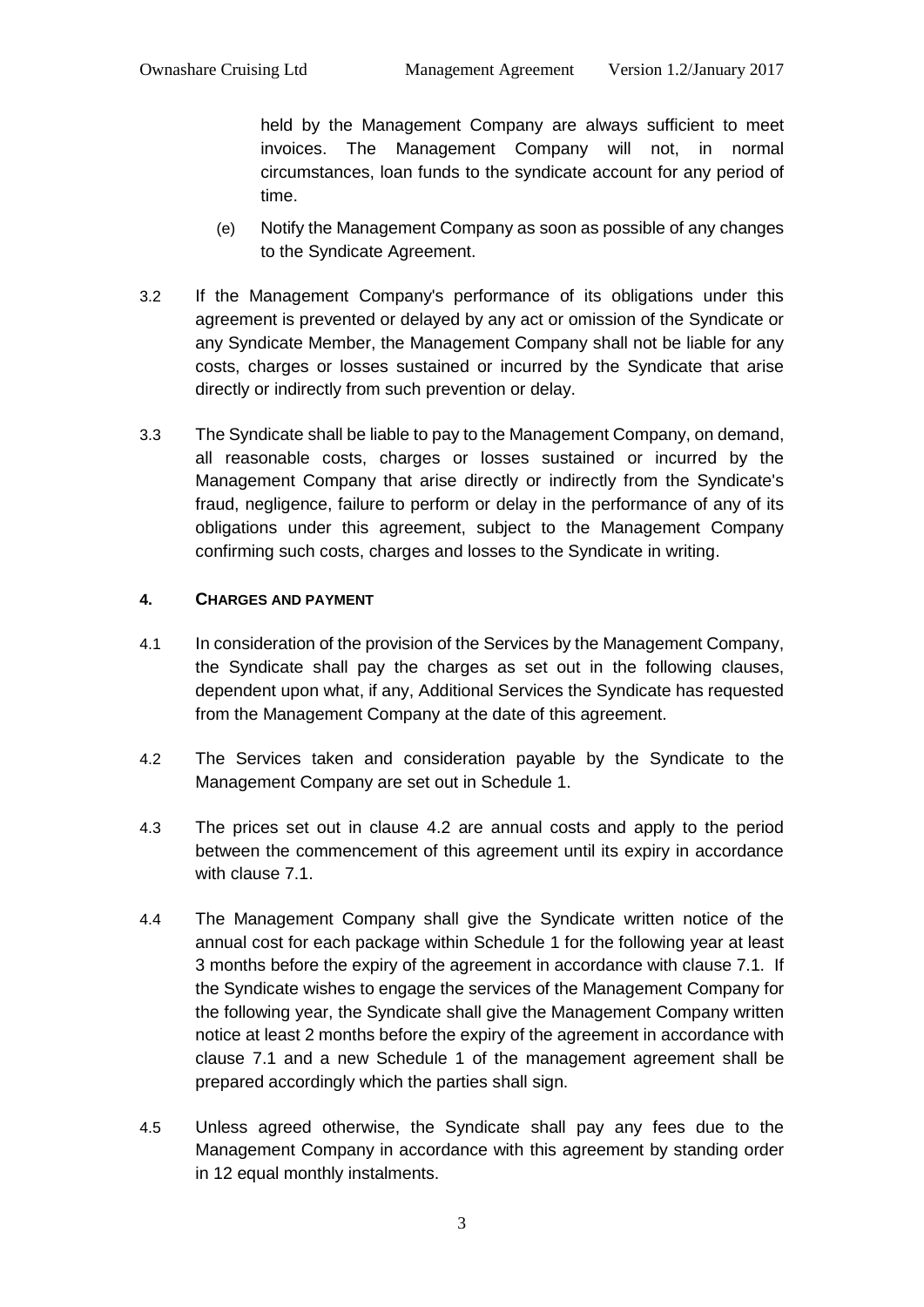held by the Management Company are always sufficient to meet invoices. The Management Company will not, in normal circumstances, loan funds to the syndicate account for any period of time.

(e) Notify the Management Company as soon as possible of any changes to the Syndicate Agreement.

3.2 If the Management Company's performance of its obligations under this agreement is prevented or delayed by any act or omission of the Syndicate or any Syndicate Member, the Management Company shall not be liable for any costs, charges or losses sustained or incurred by the Syndicate that arise directly or indirectly from such prevention or delay.

3.3 The Syndicate shall be liable to pay to the Management Company, on demand, all reasonable costs, charges or losses sustained or incurred by the Management Company that arise directly or indirectly from the Syndicate's fraud, negligence, failure to perform or delay in the performance of any of its obligations under this agreement, subject to the Management Company confirming such costs, charges and losses to the Syndicate in writing.

#### 4. CHARGES AND PAYMENT

4.1 In consideration of the provision of the Services by the Management Company, the Syndicate shall pay the charges as set out in the following clauses, dependent upon what, if any, Additional Services the Syndicate has requested from the Management Company at the date of this agreement.

4.2 The Services taken and consideration payable by the Syndicate to the Management Company are set out in Schedule 1.

4.3 The prices set out in clause 4.2 are annual costs and apply to the period between the commencement of this agreement until its expiry in accordance with clause 7.1.

4.4 The Management Company shall give the Syndicate written notice of the annual cost for each package within Schedule 1 for the following year at least 3 months before the expiry of the agreement in accordance with clause 7.1. If the Syndicate wishes to engage the services of the Management Company for the following year, the Syndicate shall give the Management Company written notice at least 2 months before the expiry of the agreement in accordance with clause 7.1 and a new Schedule 1 of the management agreement shall be prepared accordingly which the parties shall sign.

4.5 Unless agreed otherwise, the Syndicate shall pay any fees due to the Management Company in accordance with this agreement by standing order in 12 equal monthly instalments.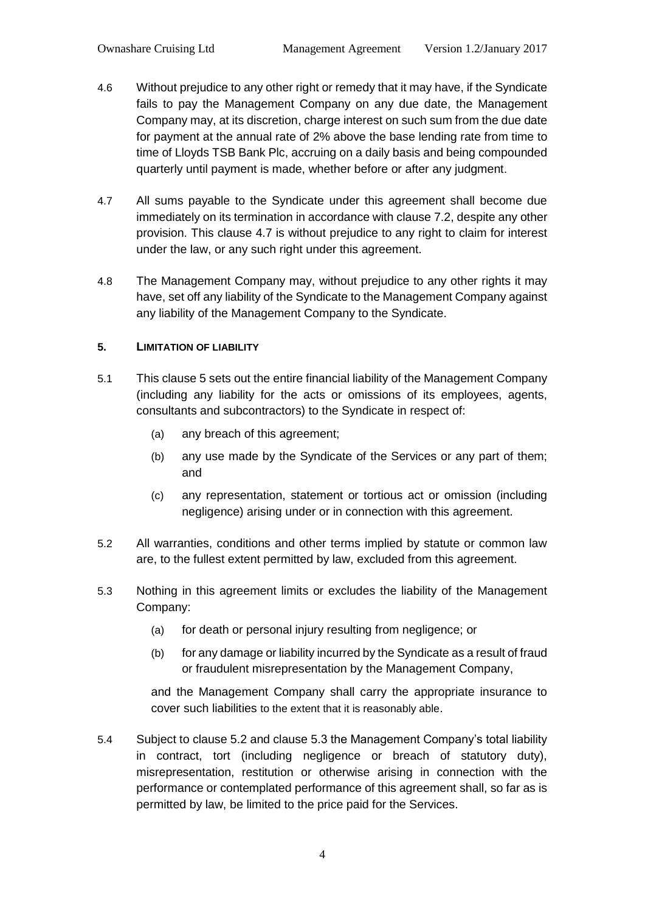4.6 Without prejudice to any other right or remedy that it may have, if the Syndicate fails to pay the Management Company on any due date, the Management Company may, at its discretion, charge interest on such sum from the due date for payment at the annual rate of 2% above the base lending rate from time to time of Lloyds TSB Bank Plc, accruing on a daily basis and being compounded quarterly until payment is made, whether before or after any judgment.

4.7 All sums payable to the Syndicate under this agreement shall become due immediately on its termination in accordance with clause 7.2, despite any other provision. This clause 4.7 is without prejudice to any right to claim for interest under the law, or any such right under this agreement.

4.8 The Management Company may, without prejudice to any other rights it may have, set off any liability of the Syndicate to the Management Company against any liability of the Management Company to the Syndicate.

## 5. LIMITATION OF LIABILITY

5.1 This clause 5 sets out the entire financial liability of the Management Company (including any liability for the acts or omissions of its employees, agents, consultants and subcontractors) to the Syndicate in respect of:

(a) any breach of this agreement;

(b) any use made by the Syndicate of the Services or any part of them; and

(c) any representation, statement or tortious act or omission (including negligence) arising under or in connection with this agreement.

5.2 All warranties, conditions and other terms implied by statute or common law are, to the fullest extent permitted by law, excluded from this agreement.

5.3 Nothing in this agreement limits or excludes the liability of the Management Company:

(a) for death or personal injury resulting from negligence; or

(b) for any damage or liability incurred by the Syndicate as a result of fraud or fraudulent misrepresentation by the Management Company,

and the Management Company shall carry the appropriate insurance to cover such liabilities to the extent that it is reasonably able.

5.4 Subject to clause 5.2 and clause 5.3 the Management Company's total liability in contract, tort (including negligence or breach of statutory duty), misrepresentation, restitution or otherwise arising in connection with the performance or contemplated performance of this agreement shall, so far as is permitted by law, be limited to the price paid for the Services.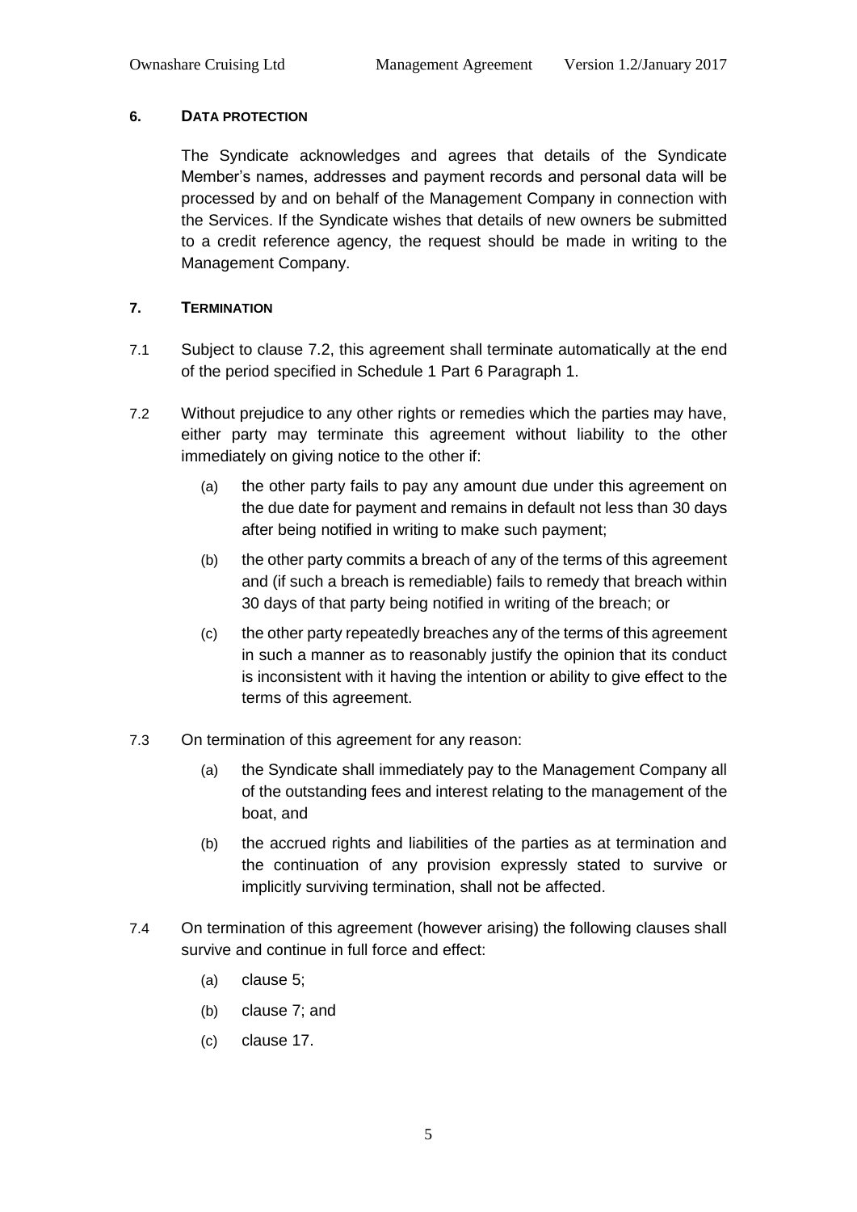## 6. DATA PROTECTION

The Syndicate acknowledges and agrees that details of the Syndicate Member's names, addresses and payment records and personal data will be processed by and on behalf of the Management Company in connection with the Services. If the Syndicate wishes that details of new owners be submitted to a credit reference agency, the request should be made in writing to the Management Company.

## 7. TERMINATION

7.1 Subject to clause 7.2, this agreement shall terminate automatically at the end of the period specified in Schedule 1 Part 6 Paragraph 1.

7.2 Without prejudice to any other rights or remedies which the parties may have, either party may terminate this agreement without liability to the other immediately on giving notice to the other if:

- (a) the other party fails to pay any amount due under this agreement on the due date for payment and remains in default not less than 30 days after being notified in writing to make such payment;
- (b) the other party commits a breach of any of the terms of this agreement and (if such a breach is remediable) fails to remedy that breach within 30 days of that party being notified in writing of the breach; or
- (c) the other party repeatedly breaches any of the terms of this agreement in such a manner as to reasonably justify the opinion that its conduct is inconsistent with it having the intention or ability to give effect to the terms of this agreement.

7.3 On termination of this agreement for any reason:

- (a) the Syndicate shall immediately pay to the Management Company all of the outstanding fees and interest relating to the management of the boat, and
- (b) the accrued rights and liabilities of the parties as at termination and the continuation of any provision expressly stated to survive or implicitly surviving termination, shall not be affected.

7.4 On termination of this agreement (however arising) the following clauses shall survive and continue in full force and effect:

- (a) clause 5;
- (b) clause 7; and
- (c) clause 17.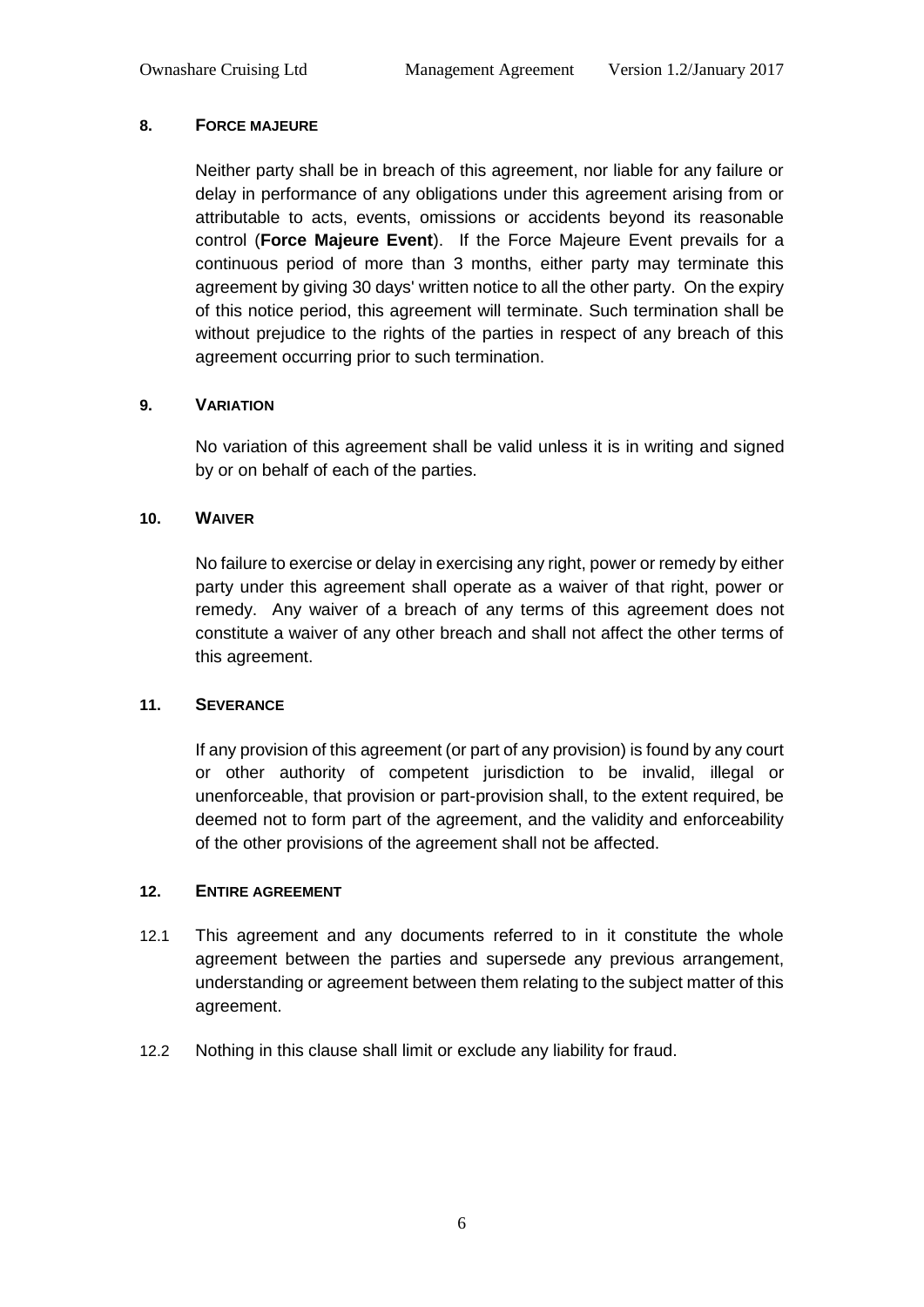## 8. FORCE MAJEURE

Neither party shall be in breach of this agreement, nor liable for any failure or delay in performance of any obligations under this agreement arising from or attributable to acts, events, omissions or accidents beyond its reasonable control (**Force Majeure Event**). If the Force Majeure Event prevails for a continuous period of more than 3 months, either party may terminate this agreement by giving 30 days' written notice to all the other party. On the expiry of this notice period, this agreement will terminate. Such termination shall be without prejudice to the rights of the parties in respect of any breach of this agreement occurring prior to such termination.

## 9. VARIATION

No variation of this agreement shall be valid unless it is in writing and signed by or on behalf of each of the parties.

## 10. WAIVER

No failure to exercise or delay in exercising any right, power or remedy by either party under this agreement shall operate as a waiver of that right, power or remedy. Any waiver of a breach of any terms of this agreement does not constitute a waiver of any other breach and shall not affect the other terms of this agreement.

## 11. SEVERANCE

If any provision of this agreement (or part of any provision) is found by any court or other authority of competent jurisdiction to be invalid, illegal or unenforceable, that provision or part-provision shall, to the extent required, be deemed not to form part of the agreement, and the validity and enforceability of the other provisions of the agreement shall not be affected.

## 12. ENTIRE AGREEMENT

12.1 This agreement and any documents referred to in it constitute the whole agreement between the parties and supersede any previous arrangement, understanding or agreement between them relating to the subject matter of this agreement.

12.2 Nothing in this clause shall limit or exclude any liability for fraud.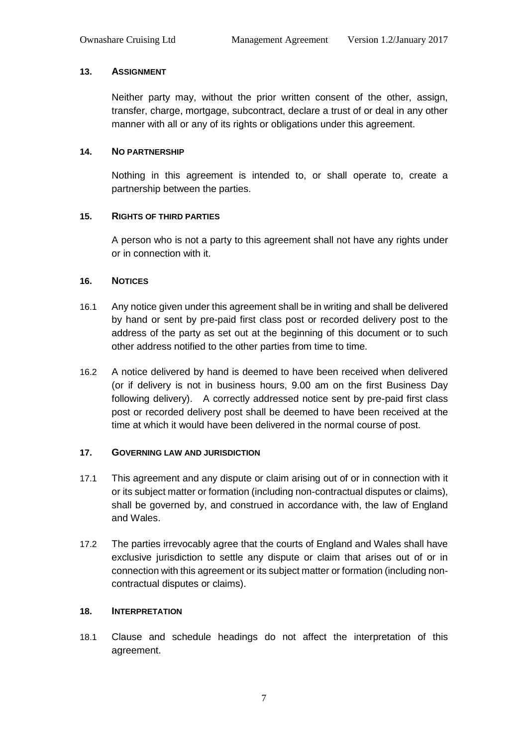## 13. ASSIGNMENT

Neither party may, without the prior written consent of the other, assign, transfer, charge, mortgage, subcontract, declare a trust of or deal in any other manner with all or any of its rights or obligations under this agreement.

## 14. NO PARTNERSHIP

Nothing in this agreement is intended to, or shall operate to, create a partnership between the parties.

## 15. RIGHTS OF THIRD PARTIES

A person who is not a party to this agreement shall not have any rights under or in connection with it.

## 16. NOTICES

16.1 Any notice given under this agreement shall be in writing and shall be delivered by hand or sent by pre-paid first class post or recorded delivery post to the address of the party as set out at the beginning of this document or to such other address notified to the other parties from time to time.

16.2 A notice delivered by hand is deemed to have been received when delivered (or if delivery is not in business hours, 9.00 am on the first Business Day following delivery). A correctly addressed notice sent by pre-paid first class post or recorded delivery post shall be deemed to have been received at the time at which it would have been delivered in the normal course of post.

## 17. GOVERNING LAW AND JURISDICTION

17.1 This agreement and any dispute or claim arising out of or in connection with it or its subject matter or formation (including non-contractual disputes or claims), shall be governed by, and construed in accordance with, the law of England and Wales.

17.2 The parties irrevocably agree that the courts of England and Wales shall have exclusive jurisdiction to settle any dispute or claim that arises out of or in connection with this agreement or its subject matter or formation (including non-contractual disputes or claims).

## 18. INTERPRETATION

18.1 Clause and schedule headings do not affect the interpretation of this agreement.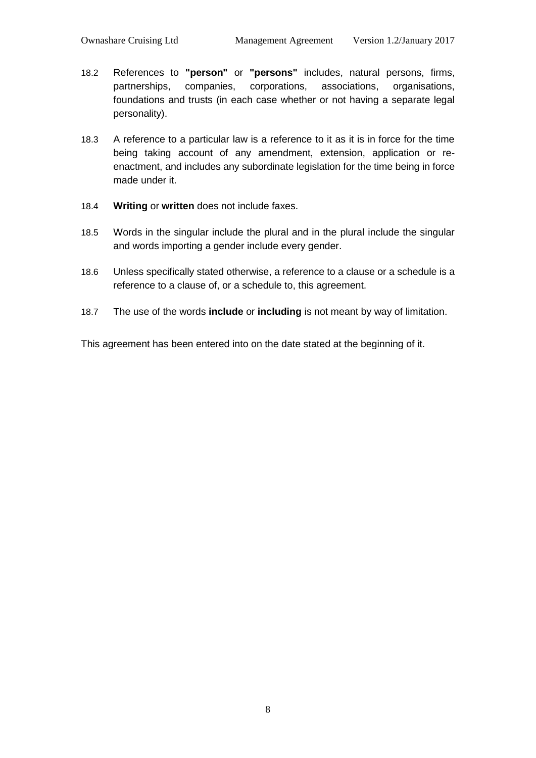18.2 References to **"person"** or **"persons"** includes, natural persons, firms, partnerships, companies, corporations, associations, organisations, foundations and trusts (in each case whether or not having a separate legal personality).

18.3 A reference to a particular law is a reference to it as it is in force for the time being taking account of any amendment, extension, application or re-enactment, and includes any subordinate legislation for the time being in force made under it.

18.4 **Writing** or **written** does not include faxes.

18.5 Words in the singular include the plural and in the plural include the singular and words importing a gender include every gender.

18.6 Unless specifically stated otherwise, a reference to a clause or a schedule is a reference to a clause of, or a schedule to, this agreement.

18.7 The use of the words **include** or **including** is not meant by way of limitation.

This agreement has been entered into on the date stated at the beginning of it.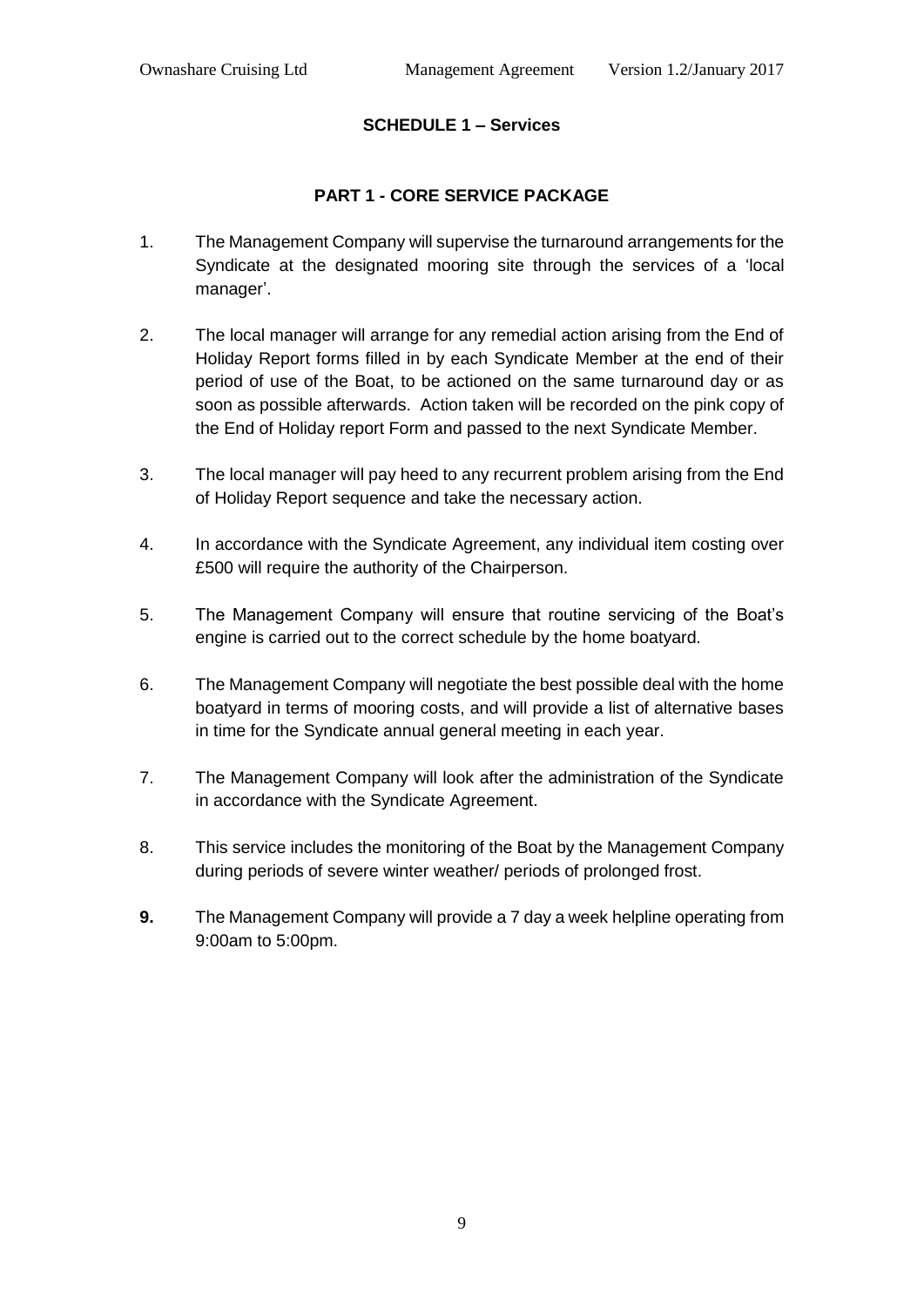## SCHEDULE 1 – Services

### PART 1 - CORE SERVICE PACKAGE

1. The Management Company will supervise the turnaround arrangements for the Syndicate at the designated mooring site through the services of a 'local manager'.

2. The local manager will arrange for any remedial action arising from the End of Holiday Report forms filled in by each Syndicate Member at the end of their period of use of the Boat, to be actioned on the same turnaround day or as soon as possible afterwards. Action taken will be recorded on the pink copy of the End of Holiday report Form and passed to the next Syndicate Member.

3. The local manager will pay heed to any recurrent problem arising from the End of Holiday Report sequence and take the necessary action.

4. In accordance with the Syndicate Agreement, any individual item costing over £500 will require the authority of the Chairperson.

5. The Management Company will ensure that routine servicing of the Boat's engine is carried out to the correct schedule by the home boatyard.

6. The Management Company will negotiate the best possible deal with the home boatyard in terms of mooring costs, and will provide a list of alternative bases in time for the Syndicate annual general meeting in each year.

7. The Management Company will look after the administration of the Syndicate in accordance with the Syndicate Agreement.

8. This service includes the monitoring of the Boat by the Management Company during periods of severe winter weather/ periods of prolonged frost.

9. The Management Company will provide a 7 day a week helpline operating from 9:00am to 5:00pm.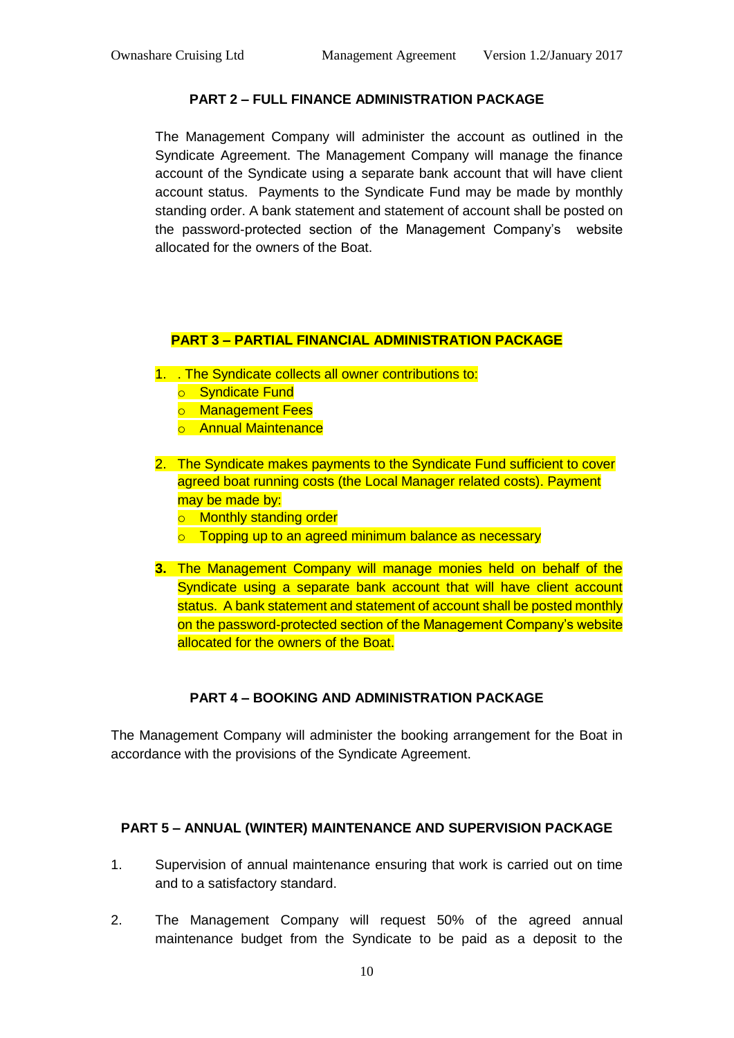**PART 2 – FULL FINANCE ADMINISTRATION PACKAGE**

The Management Company will administer the account as outlined in the Syndicate Agreement. The Management Company will manage the finance account of the Syndicate using a separate bank account that will have client account status. Payments to the Syndicate Fund may be made by monthly standing order. A bank statement and statement of account shall be posted on the password-protected section of the Management Company's website allocated for the owners of the Boat.

**PART 3 – PARTIAL FINANCIAL ADMINISTRATION PACKAGE**

1. . The Syndicate collects all owner contributions to:
   - Syndicate Fund
   - Management Fees
   - Annual Maintenance

2. The Syndicate makes payments to the Syndicate Fund sufficient to cover agreed boat running costs (the Local Manager related costs). Payment may be made by:
   - Monthly standing order
   - Topping up to an agreed minimum balance as necessary

3. The Management Company will manage monies held on behalf of the Syndicate using a separate bank account that will have client account status. A bank statement and statement of account shall be posted monthly on the password-protected section of the Management Company's website allocated for the owners of the Boat.

**PART 4 – BOOKING AND ADMINISTRATION PACKAGE**

The Management Company will administer the booking arrangement for the Boat in accordance with the provisions of the Syndicate Agreement.

**PART 5 – ANNUAL (WINTER) MAINTENANCE AND SUPERVISION PACKAGE**

1. Supervision of annual maintenance ensuring that work is carried out on time and to a satisfactory standard.

2. The Management Company will request 50% of the agreed annual maintenance budget from the Syndicate to be paid as a deposit to the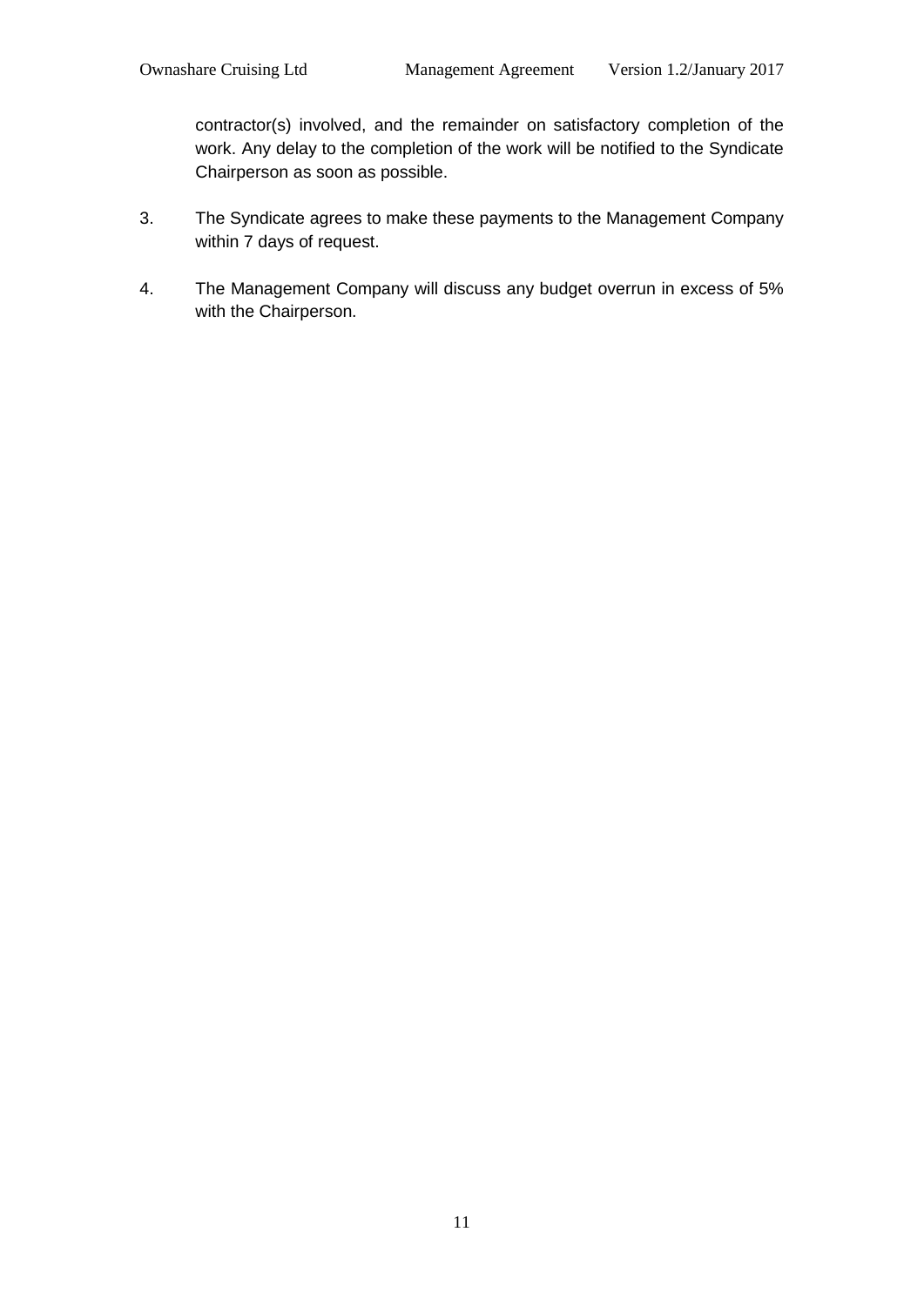contractor(s) involved, and the remainder on satisfactory completion of the work. Any delay to the completion of the work will be notified to the Syndicate Chairperson as soon as possible.

3. The Syndicate agrees to make these payments to the Management Company within 7 days of request.

4. The Management Company will discuss any budget overrun in excess of 5% with the Chairperson.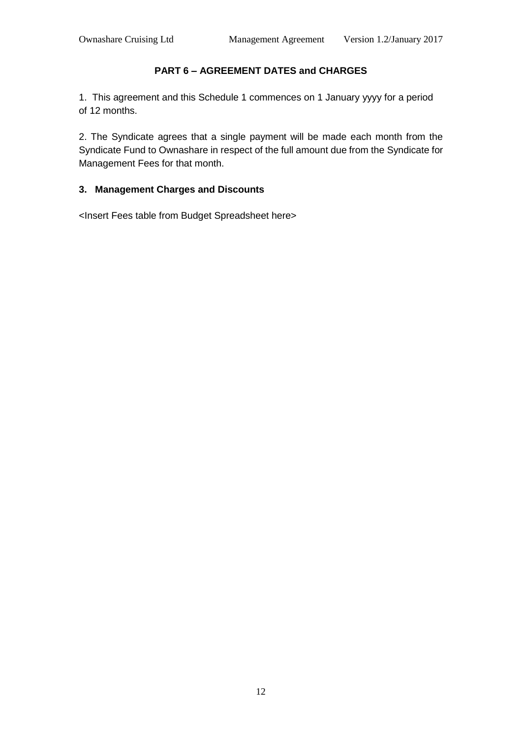## PART 6 – AGREEMENT DATES and CHARGES

1. This agreement and this Schedule 1 commences on 1 January yyyy for a period of 12 months.

2. The Syndicate agrees that a single payment will be made each month from the Syndicate Fund to Ownashare in respect of the full amount due from the Syndicate for Management Fees for that month.

### 3. Management Charges and Discounts

<Insert Fees table from Budget Spreadsheet here>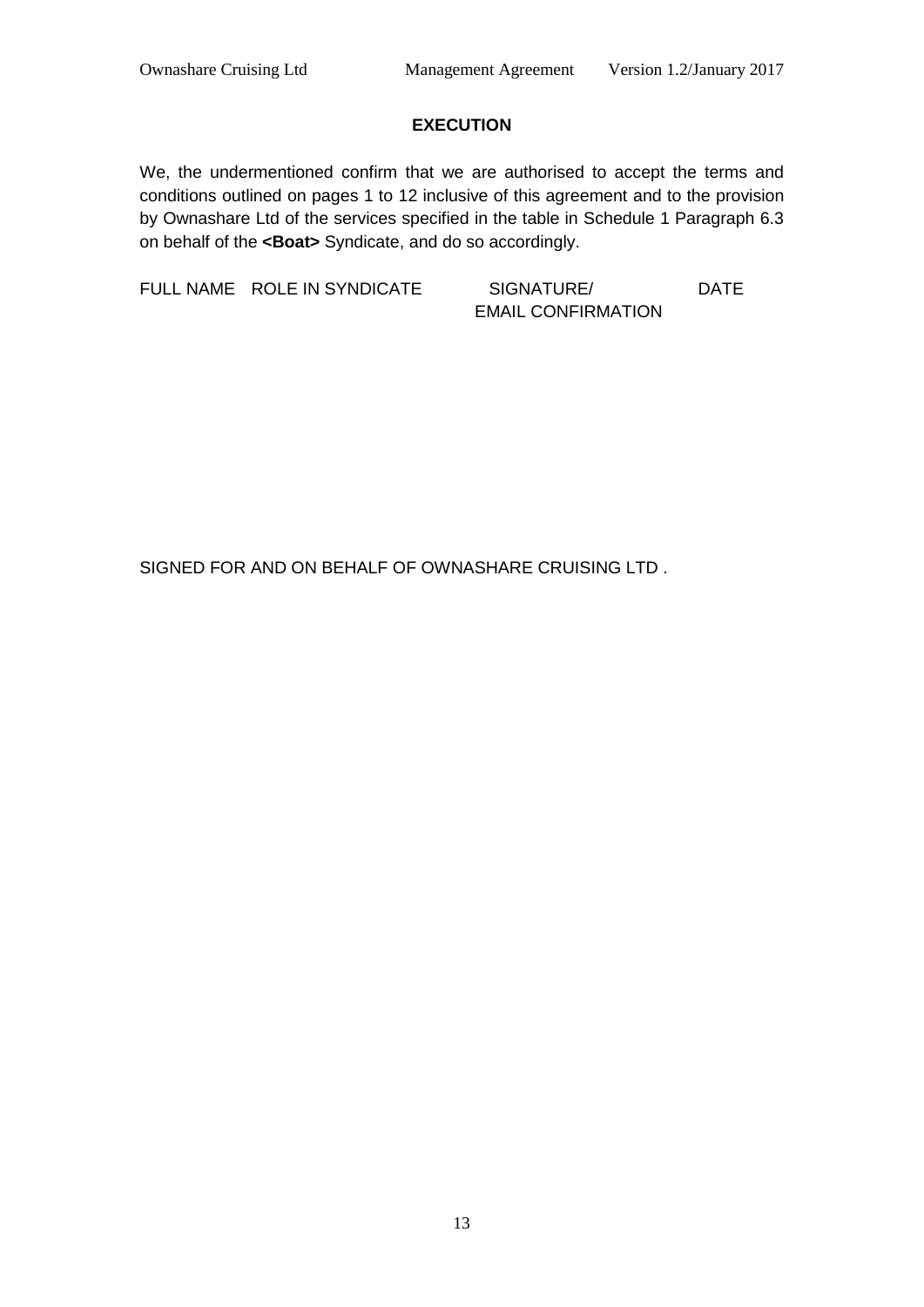## EXECUTION

We, the undermentioned confirm that we are authorised to accept the terms and conditions outlined on pages 1 to 12 inclusive of this agreement and to the provision by Ownashare Ltd of the services specified in the table in Schedule 1 Paragraph 6.3 on behalf of the **<Boat>** Syndicate, and do so accordingly.

| FULL NAME | ROLE IN SYNDICATE | SIGNATURE/ EMAIL CONFIRMATION | DATE |
| --- | --- | --- | --- |

SIGNED FOR AND ON BEHALF OF OWNASHARE CRUISING LTD .